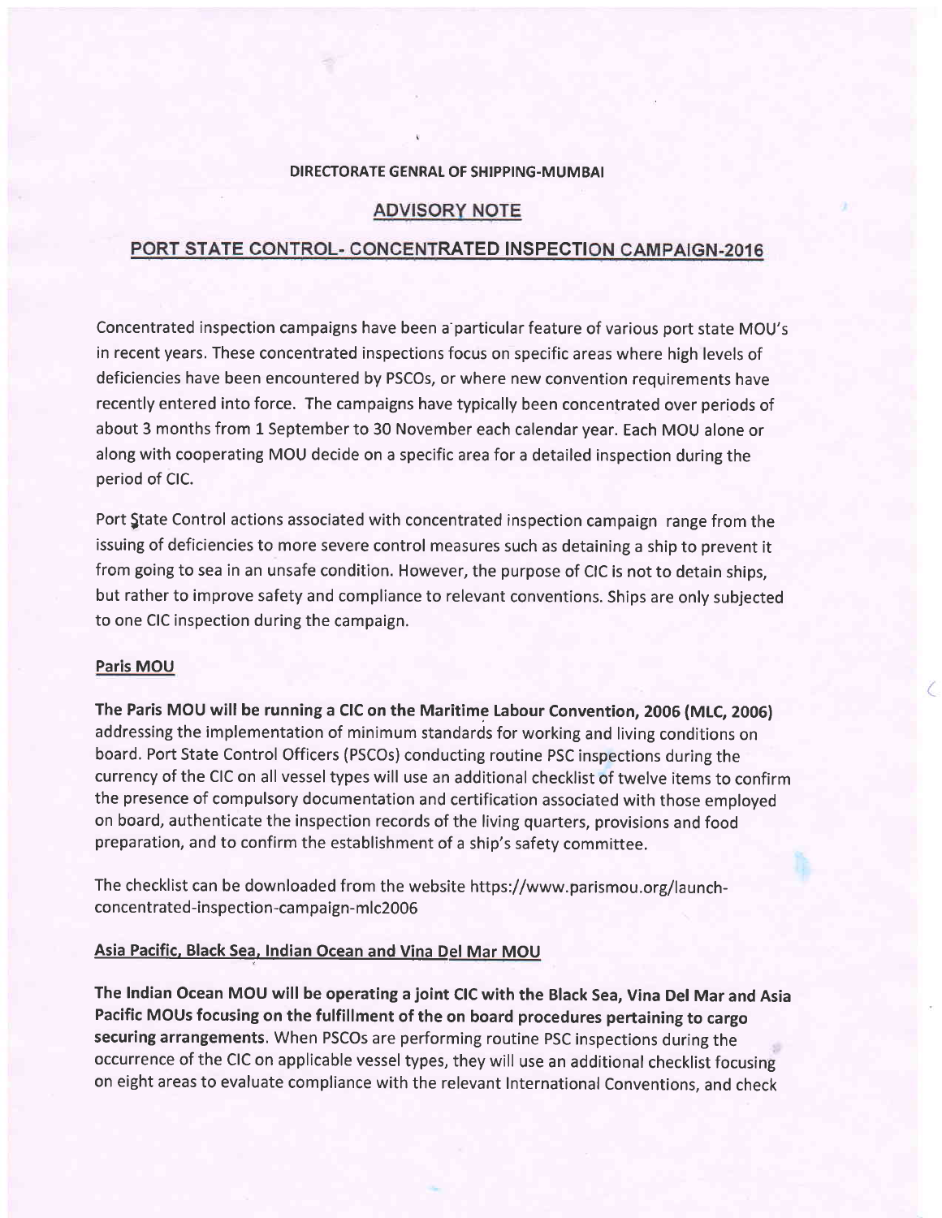**DIRECTORATE GENRAL OF SHIPPING-MUMBAI**

## ADVISORY NOTE

## PORT STATE CONTROL- CONCENTRATED INSPECTION CAMPAIGN-2016

Concentrated inspection campaigns have been a particular feature of various port state MOU's in recent years. These concentrated inspections focus on specific areas where high levels of deficiencies have been encountered by PSCOs, or where new convention requirements have recently entered into force. The campaigns have typically been concentrated over periods of about 3 months from 1 September to 30 November each calendar year. Each MOU alone or along with cooperating MOU decide on a specific area for a detailed inspection during the period of CIC.

Port State Control actions associated with concentrated inspection campaign range from the issuing of deficiencies to more severe control measures such as detaining a ship to prevent it from going to sea in an unsafe condition. However, the purpose of CIC is not to detain ships, but rather to improve safety and compliance to relevant conventions. Ships are only subjected to one CIC inspection during the campaign.

### Paris MOU

**The Paris MOU will be running a CIC on the Maritime Labour Convention, 2006 (MLC, 2006)** addressing the implementation of minimum standards for working and living conditions on board. Port State Control Officers (PSCOs) conducting routine PSC inspections during the currency of the CIC on all vessel types will use an additional checklist of twelve items to confirm the presence of compulsory documentation and certification associated with those employed on board, authenticate the inspection records of the living quarters, provisions and food preparation, and to confirm the establishment of a ship's safety committee.

The checklist can be downloaded from the website https://www.parismou.org/launch-concentrated-inspection-campaign-mlc2006

### Asia Pacific, Black Sea, Indian Ocean and Vina Del Mar MOU

**The Indian Ocean MOU will be operating a joint CIC with the Black Sea, Vina Del Mar and Asia Pacific MOUs focusing on the fulfillment of the on board procedures pertaining to cargo securing arrangements.** When PSCOs are performing routine PSC inspections during the occurrence of the CIC on applicable vessel types, they will use an additional checklist focusing on eight areas to evaluate compliance with the relevant International Conventions, and check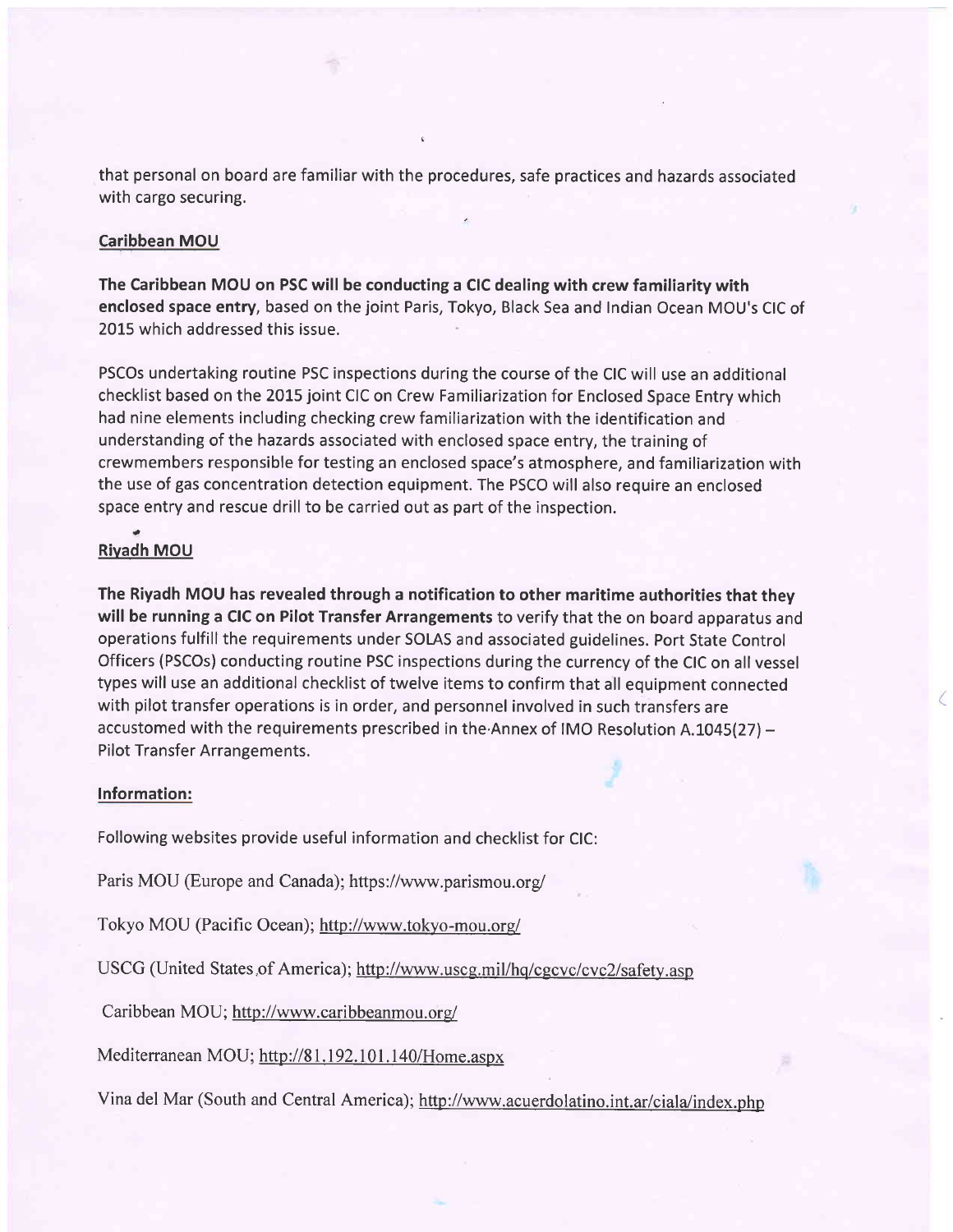that personal on board are familiar with the procedures, safe practices and hazards associated with cargo securing.

**Caribbean MOU**

**The Caribbean MOU on PSC will be conducting a CIC dealing with crew familiarity with enclosed space entry**, based on the joint Paris, Tokyo, Black Sea and Indian Ocean MOU's CIC of 2015 which addressed this issue.

PSCOs undertaking routine PSC inspections during the course of the CIC will use an additional checklist based on the 2015 joint CIC on Crew Familiarization for Enclosed Space Entry which had nine elements including checking crew familiarization with the identification and understanding of the hazards associated with enclosed space entry, the training of crewmembers responsible for testing an enclosed space's atmosphere, and familiarization with the use of gas concentration detection equipment. The PSCO will also require an enclosed space entry and rescue drill to be carried out as part of the inspection.

**Riyadh MOU**

**The Riyadh MOU has revealed through a notification to other maritime authorities that they will be running a CIC on Pilot Transfer Arrangements** to verify that the on board apparatus and operations fulfill the requirements under SOLAS and associated guidelines. Port State Control Officers (PSCOs) conducting routine PSC inspections during the currency of the CIC on all vessel types will use an additional checklist of twelve items to confirm that all equipment connected with pilot transfer operations is in order, and personnel involved in such transfers are accustomed with the requirements prescribed in the Annex of IMO Resolution A.1045(27) – Pilot Transfer Arrangements.

**Information:**

Following websites provide useful information and checklist for CIC:

Paris MOU (Europe and Canada); https://www.parismou.org/

Tokyo MOU (Pacific Ocean); http://www.tokyo-mou.org/

USCG (United States of America); http://www.uscg.mil/hq/cgcvc/cvc2/safety.asp

Caribbean MOU; http://www.caribbeanmou.org/

Mediterranean MOU; http://81.192.101.140/Home.aspx

Vina del Mar (South and Central America); http://www.acuerdolatino.int.ar/ciala/index.php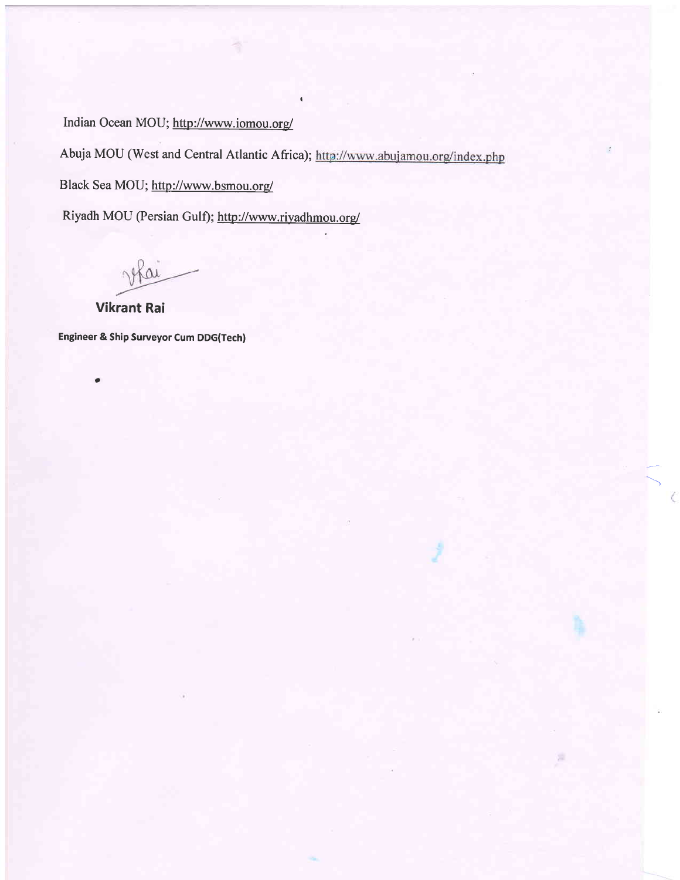Indian Ocean MOU; http://www.iomou.org/

Abuja MOU (West and Central Atlantic Africa); http://www.abujamou.org/index.php

Black Sea MOU; http://www.bsmou.org/

Riyadh MOU (Persian Gulf); http://www.riyadhmou.org/

**Vikrant Rai**

**Engineer & Ship Surveyor Cum DDG(Tech)**